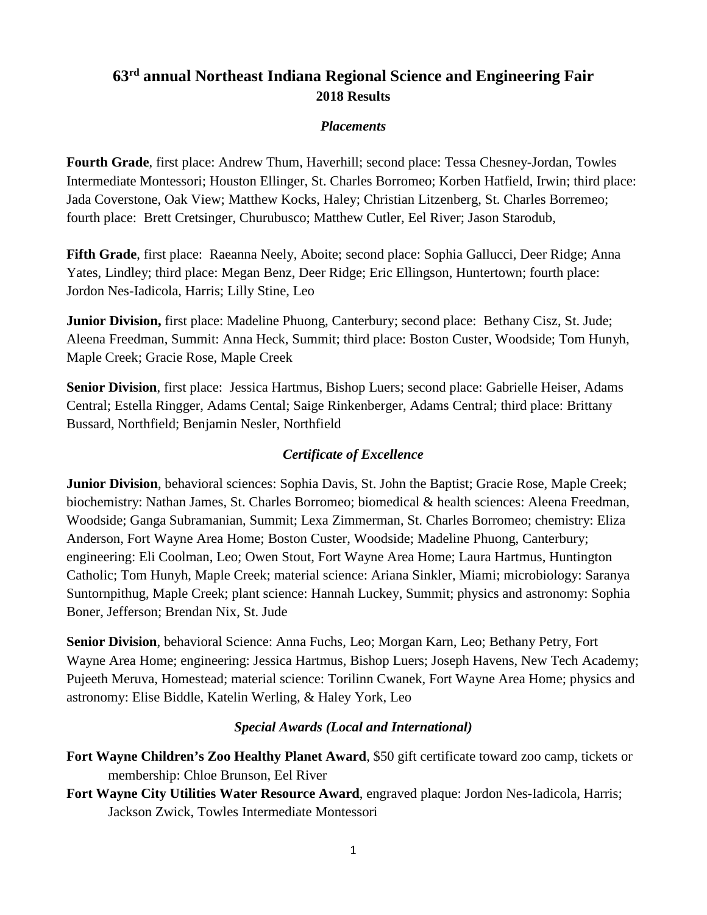# 63rd annual Northeast Indiana Regional Science and Engineering Fair

## 2018 Results

### *Placements*

**Fourth Grade**, first place: Andrew Thum, Haverhill; second place: Tessa Chesney-Jordan, Towles Intermediate Montessori; Houston Ellinger, St. Charles Borromeo; Korben Hatfield, Irwin; third place: Jada Coverstone, Oak View; Matthew Kocks, Haley; Christian Litzenberg, St. Charles Borremeo; fourth place: Brett Cretsinger, Churubusco; Matthew Cutler, Eel River; Jason Starodub,

**Fifth Grade**, first place: Raeanna Neely, Aboite; second place: Sophia Gallucci, Deer Ridge; Anna Yates, Lindley; third place: Megan Benz, Deer Ridge; Eric Ellingson, Huntertown; fourth place: Jordon Nes-Iadicola, Harris; Lilly Stine, Leo

**Junior Division,** first place: Madeline Phuong, Canterbury; second place: Bethany Cisz, St. Jude; Aleena Freedman, Summit: Anna Heck, Summit; third place: Boston Custer, Woodside; Tom Hunyh, Maple Creek; Gracie Rose, Maple Creek

**Senior Division**, first place: Jessica Hartmus, Bishop Luers; second place: Gabrielle Heiser, Adams Central; Estella Ringger, Adams Cental; Saige Rinkenberger, Adams Central; third place: Brittany Bussard, Northfield; Benjamin Nesler, Northfield

### *Certificate of Excellence*

**Junior Division**, behavioral sciences: Sophia Davis, St. John the Baptist; Gracie Rose, Maple Creek; biochemistry: Nathan James, St. Charles Borromeo; biomedical & health sciences: Aleena Freedman, Woodside; Ganga Subramanian, Summit; Lexa Zimmerman, St. Charles Borromeo; chemistry: Eliza Anderson, Fort Wayne Area Home; Boston Custer, Woodside; Madeline Phuong, Canterbury; engineering: Eli Coolman, Leo; Owen Stout, Fort Wayne Area Home; Laura Hartmus, Huntington Catholic; Tom Hunyh, Maple Creek; material science: Ariana Sinkler, Miami; microbiology: Saranya Suntornpithug, Maple Creek; plant science: Hannah Luckey, Summit; physics and astronomy: Sophia Boner, Jefferson; Brendan Nix, St. Jude

**Senior Division**, behavioral Science: Anna Fuchs, Leo; Morgan Karn, Leo; Bethany Petry, Fort Wayne Area Home; engineering: Jessica Hartmus, Bishop Luers; Joseph Havens, New Tech Academy; Pujeeth Meruva, Homestead; material science: Torilinn Cwanek, Fort Wayne Area Home; physics and astronomy: Elise Biddle, Katelin Werling, & Haley York, Leo

### *Special Awards (Local and International)*

**Fort Wayne Children's Zoo Healthy Planet Award**, $50 gift certificate toward zoo camp, tickets or membership: Chloe Brunson, Eel River

**Fort Wayne City Utilities Water Resource Award**, engraved plaque: Jordon Nes-Iadicola, Harris; Jackson Zwick, Towles Intermediate Montessori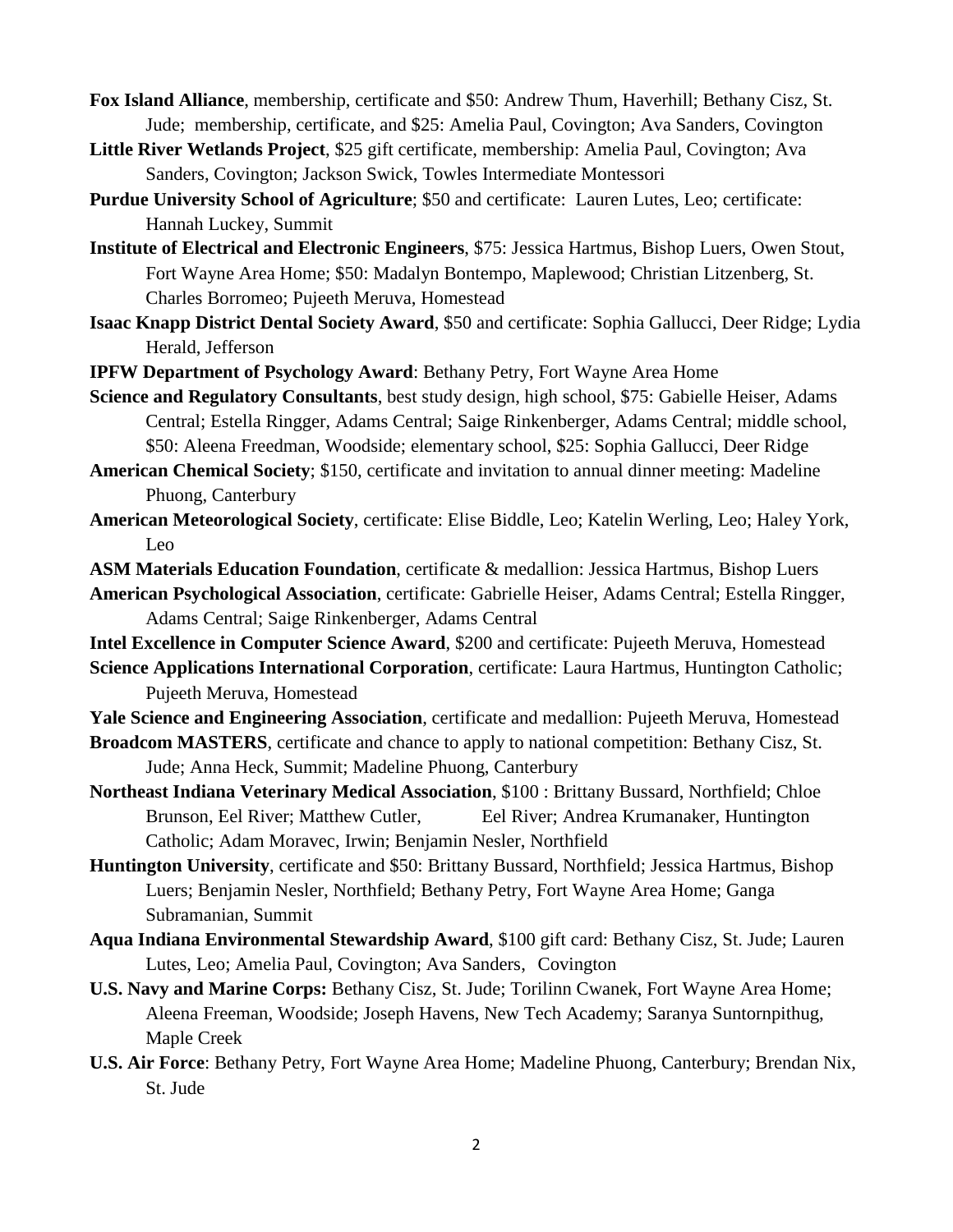**Fox Island Alliance**, membership, certificate and $50: Andrew Thum, Haverhill; Bethany Cisz, St. Jude; membership, certificate, and $25: Amelia Paul, Covington; Ava Sanders, Covington

**Little River Wetlands Project**, $25 gift certificate, membership: Amelia Paul, Covington; Ava Sanders, Covington; Jackson Swick, Towles Intermediate Montessori

**Purdue University School of Agriculture**; $50 and certificate: Lauren Lutes, Leo; certificate: Hannah Luckey, Summit

**Institute of Electrical and Electronic Engineers**, $75: Jessica Hartmus, Bishop Luers, Owen Stout, Fort Wayne Area Home; $50: Madalyn Bontempo, Maplewood; Christian Litzenberg, St. Charles Borromeo; Pujeeth Meruva, Homestead

**Isaac Knapp District Dental Society Award**, $50 and certificate: Sophia Gallucci, Deer Ridge; Lydia Herald, Jefferson

**IPFW Department of Psychology Award**: Bethany Petry, Fort Wayne Area Home

**Science and Regulatory Consultants**, best study design, high school, $75: Gabielle Heiser, Adams Central; Estella Ringger, Adams Central; Saige Rinkenberger, Adams Central; middle school, $50: Aleena Freedman, Woodside; elementary school, $25: Sophia Gallucci, Deer Ridge

**American Chemical Society**; $150, certificate and invitation to annual dinner meeting: Madeline Phuong, Canterbury

**American Meteorological Society**, certificate: Elise Biddle, Leo; Katelin Werling, Leo; Haley York, Leo

**ASM Materials Education Foundation**, certificate & medallion: Jessica Hartmus, Bishop Luers

**American Psychological Association**, certificate: Gabrielle Heiser, Adams Central; Estella Ringger, Adams Central; Saige Rinkenberger, Adams Central

**Intel Excellence in Computer Science Award**, $200 and certificate: Pujeeth Meruva, Homestead

**Science Applications International Corporation**, certificate: Laura Hartmus, Huntington Catholic; Pujeeth Meruva, Homestead

**Yale Science and Engineering Association**, certificate and medallion: Pujeeth Meruva, Homestead

**Broadcom MASTERS**, certificate and chance to apply to national competition: Bethany Cisz, St. Jude; Anna Heck, Summit; Madeline Phuong, Canterbury

**Northeast Indiana Veterinary Medical Association**, $100 : Brittany Bussard, Northfield; Chloe Brunson, Eel River; Matthew Cutler, Eel River; Andrea Krumanaker, Huntington Catholic; Adam Moravec, Irwin; Benjamin Nesler, Northfield

**Huntington University**, certificate and $50: Brittany Bussard, Northfield; Jessica Hartmus, Bishop Luers; Benjamin Nesler, Northfield; Bethany Petry, Fort Wayne Area Home; Ganga Subramanian, Summit

**Aqua Indiana Environmental Stewardship Award**, $100 gift card: Bethany Cisz, St. Jude; Lauren Lutes, Leo; Amelia Paul, Covington; Ava Sanders, Covington

**U.S. Navy and Marine Corps:** Bethany Cisz, St. Jude; Torilinn Cwanek, Fort Wayne Area Home; Aleena Freeman, Woodside; Joseph Havens, New Tech Academy; Saranya Suntornpithug, Maple Creek

**U.S. Air Force**: Bethany Petry, Fort Wayne Area Home; Madeline Phuong, Canterbury; Brendan Nix, St. Jude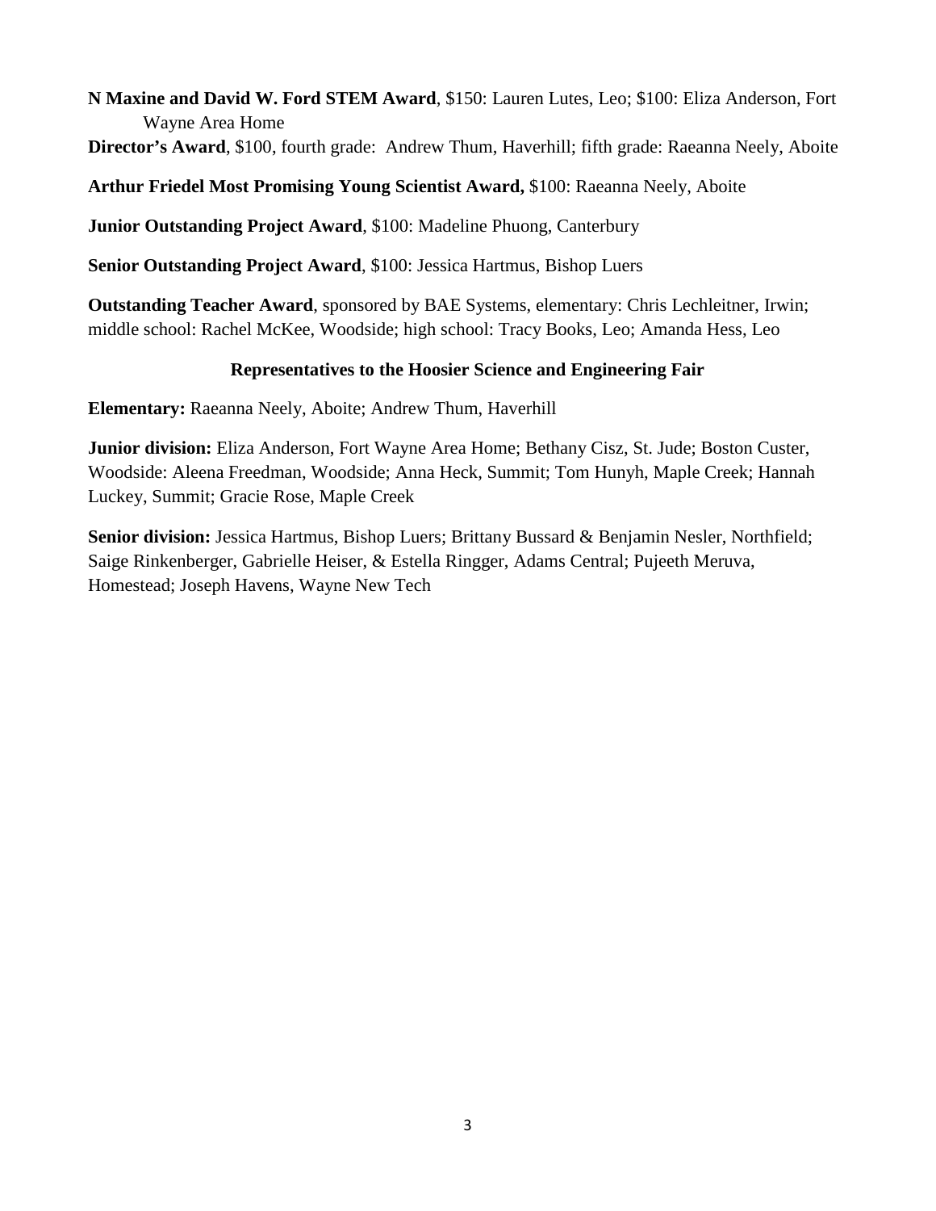**N Maxine and David W. Ford STEM Award**, $150: Lauren Lutes, Leo; $100: Eliza Anderson, Fort Wayne Area Home

**Director's Award**, $100, fourth grade: Andrew Thum, Haverhill; fifth grade: Raeanna Neely, Aboite

**Arthur Friedel Most Promising Young Scientist Award,** $100: Raeanna Neely, Aboite

**Junior Outstanding Project Award**, $100: Madeline Phuong, Canterbury

**Senior Outstanding Project Award**, $100: Jessica Hartmus, Bishop Luers

**Outstanding Teacher Award**, sponsored by BAE Systems, elementary: Chris Lechleitner, Irwin; middle school: Rachel McKee, Woodside; high school: Tracy Books, Leo; Amanda Hess, Leo

### Representatives to the Hoosier Science and Engineering Fair

**Elementary:** Raeanna Neely, Aboite; Andrew Thum, Haverhill

**Junior division:** Eliza Anderson, Fort Wayne Area Home; Bethany Cisz, St. Jude; Boston Custer, Woodside: Aleena Freedman, Woodside; Anna Heck, Summit; Tom Hunyh, Maple Creek; Hannah Luckey, Summit; Gracie Rose, Maple Creek

**Senior division:** Jessica Hartmus, Bishop Luers; Brittany Bussard & Benjamin Nesler, Northfield; Saige Rinkenberger, Gabrielle Heiser, & Estella Ringger, Adams Central; Pujeeth Meruva, Homestead; Joseph Havens, Wayne New Tech